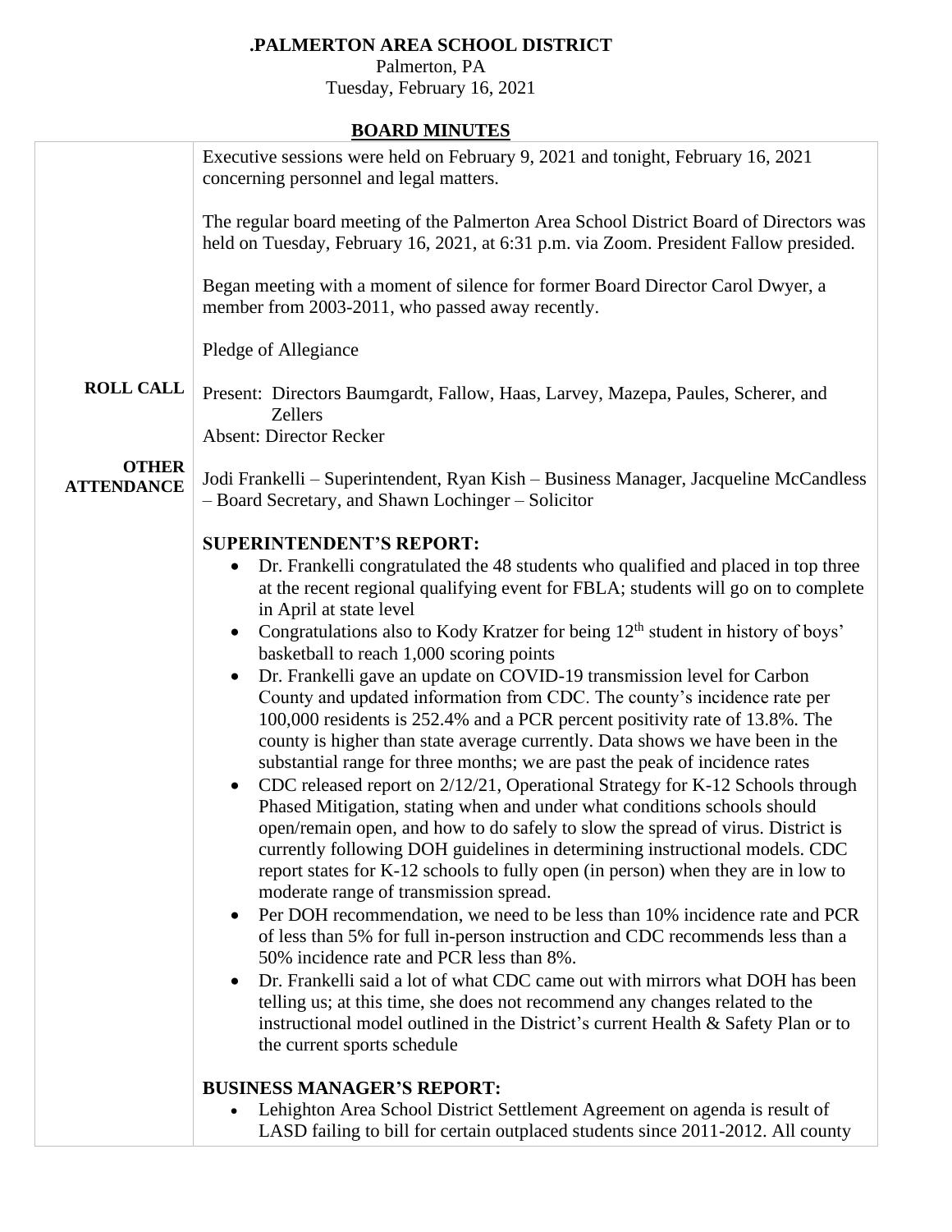# .PALMERTON AREA SCHOOL DISTRICT

Palmerton, PA
Tuesday, February 16, 2021

## BOARD MINUTES

Executive sessions were held on February 9, 2021 and tonight, February 16, 2021 concerning personnel and legal matters.

The regular board meeting of the Palmerton Area School District Board of Directors was held on Tuesday, February 16, 2021, at 6:31 p.m. via Zoom. President Fallow presided.

Began meeting with a moment of silence for former Board Director Carol Dwyer, a member from 2003-2011, who passed away recently.

Pledge of Allegiance

**ROLL CALL**

Present: Directors Baumgardt, Fallow, Haas, Larvey, Mazepa, Paules, Scherer, and Zellers
Absent: Director Recker

**OTHER ATTENDANCE**

Jodi Frankelli – Superintendent, Ryan Kish – Business Manager, Jacqueline McCandless – Board Secretary, and Shawn Lochinger – Solicitor

**SUPERINTENDENT'S REPORT:**

- Dr. Frankelli congratulated the 48 students who qualified and placed in top three at the recent regional qualifying event for FBLA; students will go on to complete in April at state level
- Congratulations also to Kody Kratzer for being 12th student in history of boys' basketball to reach 1,000 scoring points
- Dr. Frankelli gave an update on COVID-19 transmission level for Carbon County and updated information from CDC. The county's incidence rate per 100,000 residents is 252.4% and a PCR percent positivity rate of 13.8%. The county is higher than state average currently. Data shows we have been in the substantial range for three months; we are past the peak of incidence rates
- CDC released report on 2/12/21, Operational Strategy for K-12 Schools through Phased Mitigation, stating when and under what conditions schools should open/remain open, and how to do safely to slow the spread of virus. District is currently following DOH guidelines in determining instructional models. CDC report states for K-12 schools to fully open (in person) when they are in low to moderate range of transmission spread.
- Per DOH recommendation, we need to be less than 10% incidence rate and PCR of less than 5% for full in-person instruction and CDC recommends less than a 50% incidence rate and PCR less than 8%.
- Dr. Frankelli said a lot of what CDC came out with mirrors what DOH has been telling us; at this time, she does not recommend any changes related to the instructional model outlined in the District's current Health & Safety Plan or to the current sports schedule

**BUSINESS MANAGER'S REPORT:**

- Lehighton Area School District Settlement Agreement on agenda is result of LASD failing to bill for certain outplaced students since 2011-2012. All county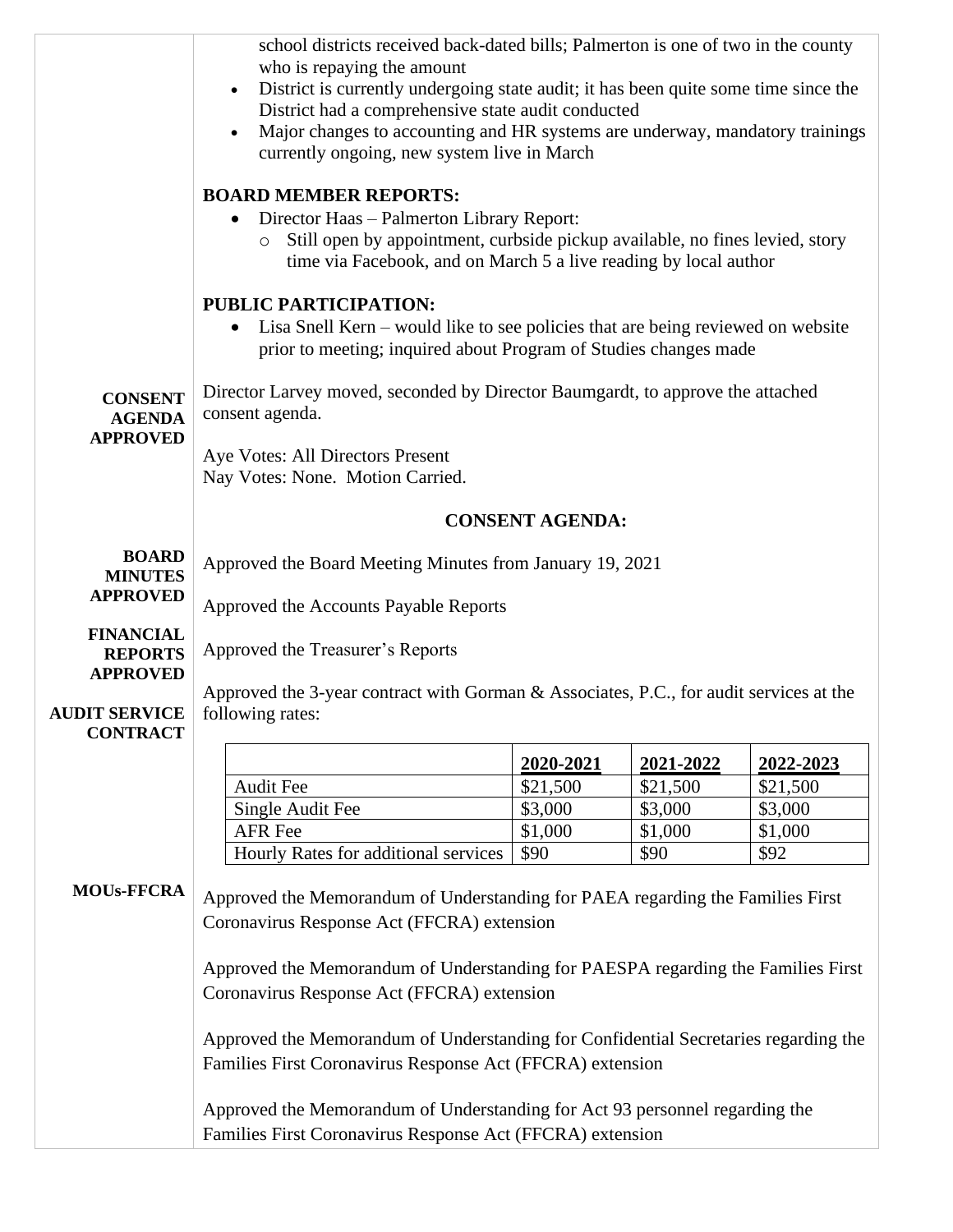school districts received back-dated bills; Palmerton is one of two in the county who is repaying the amount

- District is currently undergoing state audit; it has been quite some time since the District had a comprehensive state audit conducted
- Major changes to accounting and HR systems are underway, mandatory trainings currently ongoing, new system live in March

**BOARD MEMBER REPORTS:**

- Director Haas – Palmerton Library Report:
  - Still open by appointment, curbside pickup available, no fines levied, story time via Facebook, and on March 5 a live reading by local author

**PUBLIC PARTICIPATION:**

- Lisa Snell Kern – would like to see policies that are being reviewed on website prior to meeting; inquired about Program of Studies changes made

**CONSENT AGENDA APPROVED**

Director Larvey moved, seconded by Director Baumgardt, to approve the attached consent agenda.

Aye Votes: All Directors Present
Nay Votes: None. Motion Carried.

**CONSENT AGENDA:**

**BOARD MINUTES APPROVED**

Approved the Board Meeting Minutes from January 19, 2021

**FINANCIAL REPORTS APPROVED**

Approved the Accounts Payable Reports

Approved the Treasurer's Reports

**AUDIT SERVICE CONTRACT**

Approved the 3-year contract with Gorman & Associates, P.C., for audit services at the following rates:

| | 2020-2021 | 2021-2022 | 2022-2023 |
|---|---|---|---|
| Audit Fee | $21,500 | $21,500 | $21,500 |
| Single Audit Fee | $3,000 | $3,000 | $3,000 |
| AFR Fee | $1,000 | $1,000 | $1,000 |
| Hourly Rates for additional services | $90 | $90 | $92 |

**MOUs-FFCRA**

Approved the Memorandum of Understanding for PAEA regarding the Families First Coronavirus Response Act (FFCRA) extension

Approved the Memorandum of Understanding for PAESPA regarding the Families First Coronavirus Response Act (FFCRA) extension

Approved the Memorandum of Understanding for Confidential Secretaries regarding the Families First Coronavirus Response Act (FFCRA) extension

Approved the Memorandum of Understanding for Act 93 personnel regarding the Families First Coronavirus Response Act (FFCRA) extension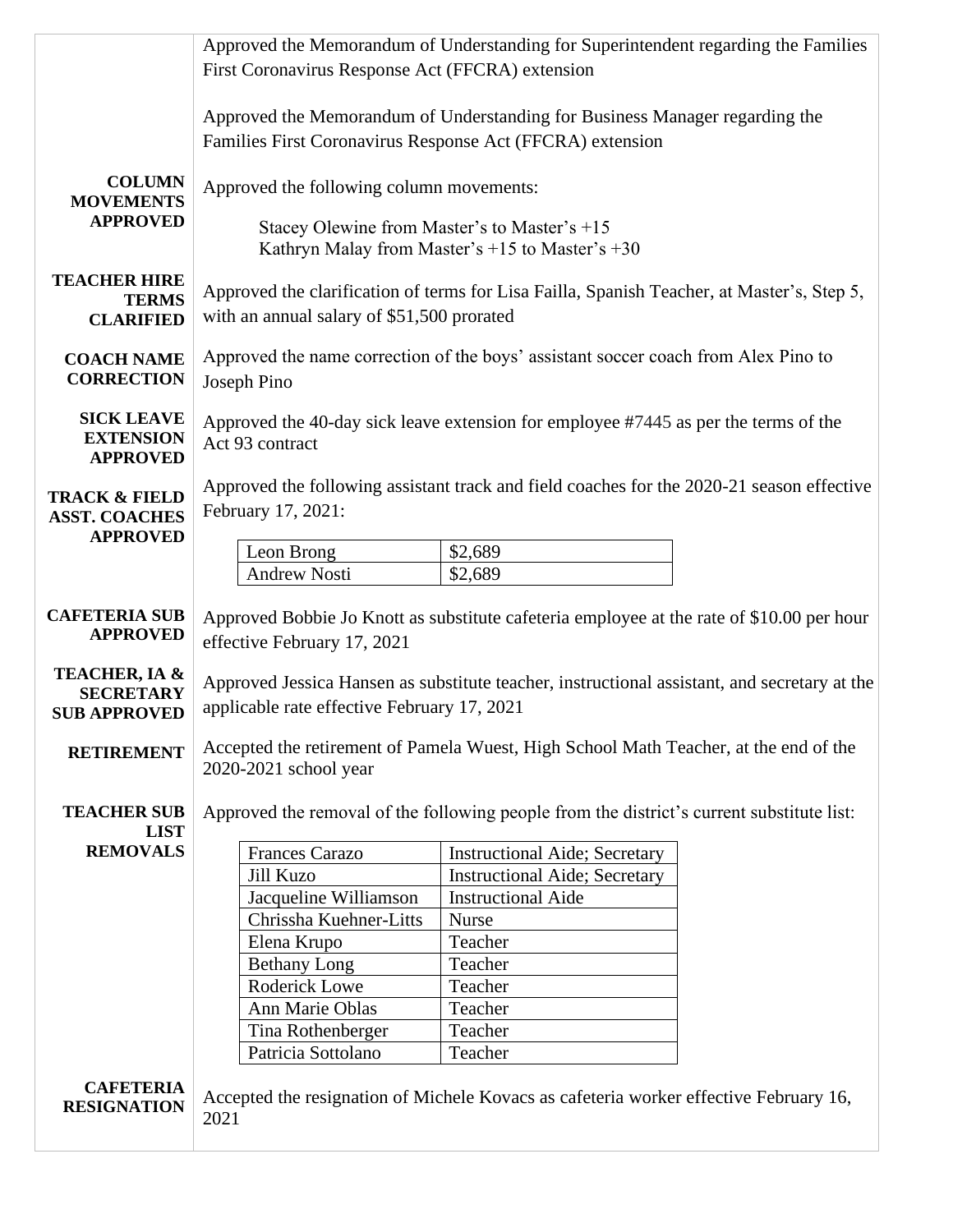Approved the Memorandum of Understanding for Superintendent regarding the Families First Coronavirus Response Act (FFCRA) extension

Approved the Memorandum of Understanding for Business Manager regarding the Families First Coronavirus Response Act (FFCRA) extension

**COLUMN MOVEMENTS APPROVED**

Approved the following column movements:

Stacey Olewine from Master's to Master's +15
Kathryn Malay from Master's +15 to Master's +30

**TEACHER HIRE TERMS CLARIFIED**

Approved the clarification of terms for Lisa Failla, Spanish Teacher, at Master's, Step 5, with an annual salary of $51,500 prorated

**COACH NAME CORRECTION**

Approved the name correction of the boys' assistant soccer coach from Alex Pino to Joseph Pino

**SICK LEAVE EXTENSION APPROVED**

Approved the 40-day sick leave extension for employee #7445 as per the terms of the Act 93 contract

**TRACK & FIELD ASST. COACHES APPROVED**

Approved the following assistant track and field coaches for the 2020-21 season effective February 17, 2021:

| | |
|---|---|
| Leon Brong | $2,689 |
| Andrew Nosti | $2,689 |

**CAFETERIA SUB APPROVED**

Approved Bobbie Jo Knott as substitute cafeteria employee at the rate of $10.00 per hour effective February 17, 2021

**TEACHER, IA & SECRETARY SUB APPROVED**

Approved Jessica Hansen as substitute teacher, instructional assistant, and secretary at the applicable rate effective February 17, 2021

**RETIREMENT**

Accepted the retirement of Pamela Wuest, High School Math Teacher, at the end of the 2020-2021 school year

**TEACHER SUB LIST REMOVALS**

Approved the removal of the following people from the district's current substitute list:

| | |
|---|---|
| Frances Carazo | Instructional Aide; Secretary |
| Jill Kuzo | Instructional Aide; Secretary |
| Jacqueline Williamson | Instructional Aide |
| Chrissha Kuehner-Litts | Nurse |
| Elena Krupo | Teacher |
| Bethany Long | Teacher |
| Roderick Lowe | Teacher |
| Ann Marie Oblas | Teacher |
| Tina Rothenberger | Teacher |
| Patricia Sottolano | Teacher |

**CAFETERIA RESIGNATION**

Accepted the resignation of Michele Kovacs as cafeteria worker effective February 16, 2021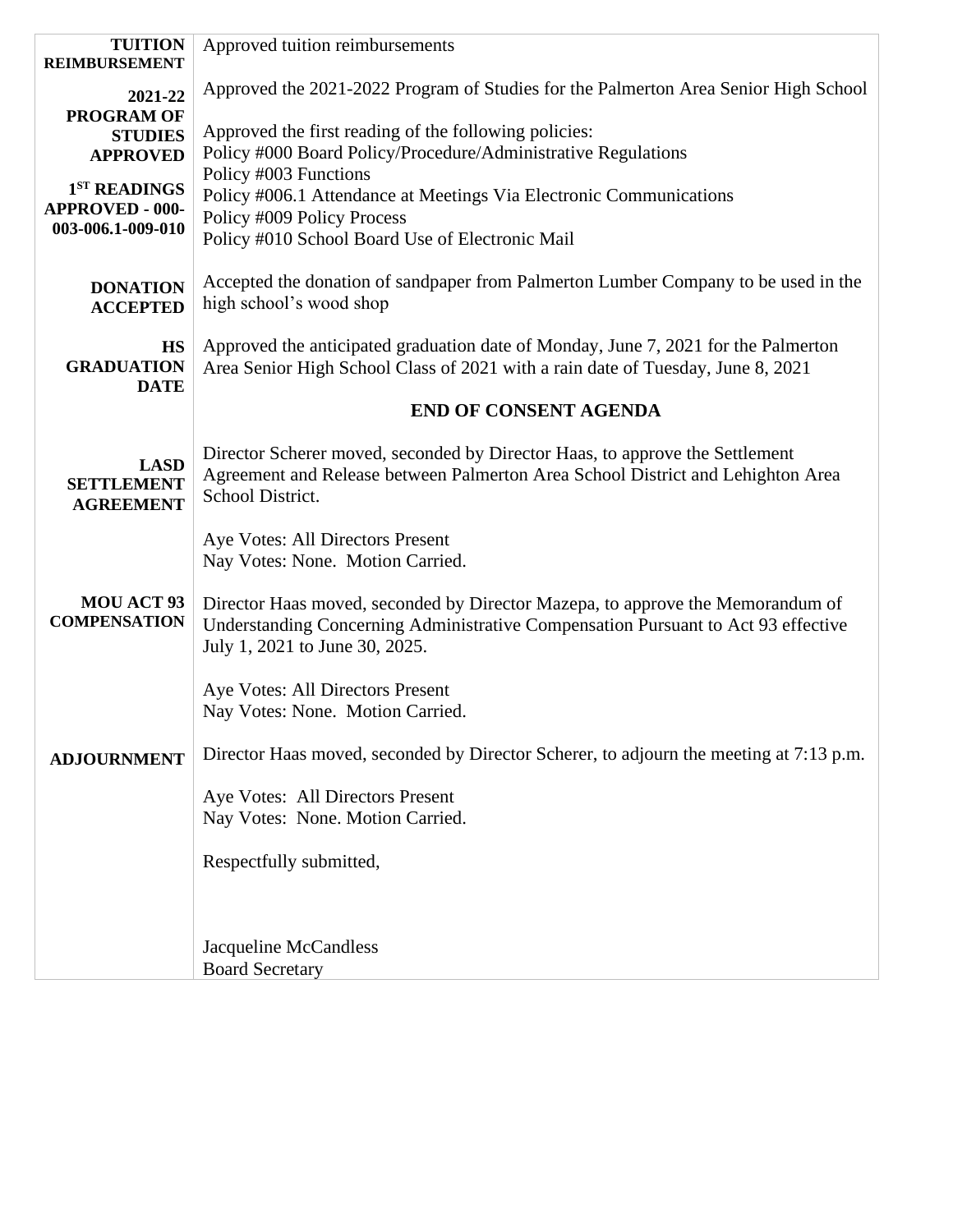| | |
|---|---|
| **TUITION REIMBURSEMENT** | Approved tuition reimbursements |
| **2021-22 PROGRAM OF STUDIES APPROVED** | Approved the 2021-2022 Program of Studies for the Palmerton Area Senior High School |
| **1ST READINGS APPROVED - 000-003-006.1-009-010** | Approved the first reading of the following policies:<br>Policy #000 Board Policy/Procedure/Administrative Regulations<br>Policy #003 Functions<br>Policy #006.1 Attendance at Meetings Via Electronic Communications<br>Policy #009 Policy Process<br>Policy #010 School Board Use of Electronic Mail |
| **DONATION ACCEPTED** | Accepted the donation of sandpaper from Palmerton Lumber Company to be used in the high school's wood shop |
| **HS GRADUATION DATE** | Approved the anticipated graduation date of Monday, June 7, 2021 for the Palmerton Area Senior High School Class of 2021 with a rain date of Tuesday, June 8, 2021 |
| | **END OF CONSENT AGENDA** |
| **LASD SETTLEMENT AGREEMENT** | Director Scherer moved, seconded by Director Haas, to approve the Settlement Agreement and Release between Palmerton Area School District and Lehighton Area School District.<br><br>Aye Votes: All Directors Present<br>Nay Votes: None. Motion Carried. |
| **MOU ACT 93 COMPENSATION** | Director Haas moved, seconded by Director Mazepa, to approve the Memorandum of Understanding Concerning Administrative Compensation Pursuant to Act 93 effective July 1, 2021 to June 30, 2025.<br><br>Aye Votes: All Directors Present<br>Nay Votes: None. Motion Carried. |
| **ADJOURNMENT** | Director Haas moved, seconded by Director Scherer, to adjourn the meeting at 7:13 p.m.<br><br>Aye Votes: All Directors Present<br>Nay Votes: None. Motion Carried.<br><br>Respectfully submitted,<br><br><br>Jacqueline McCandless<br>Board Secretary |